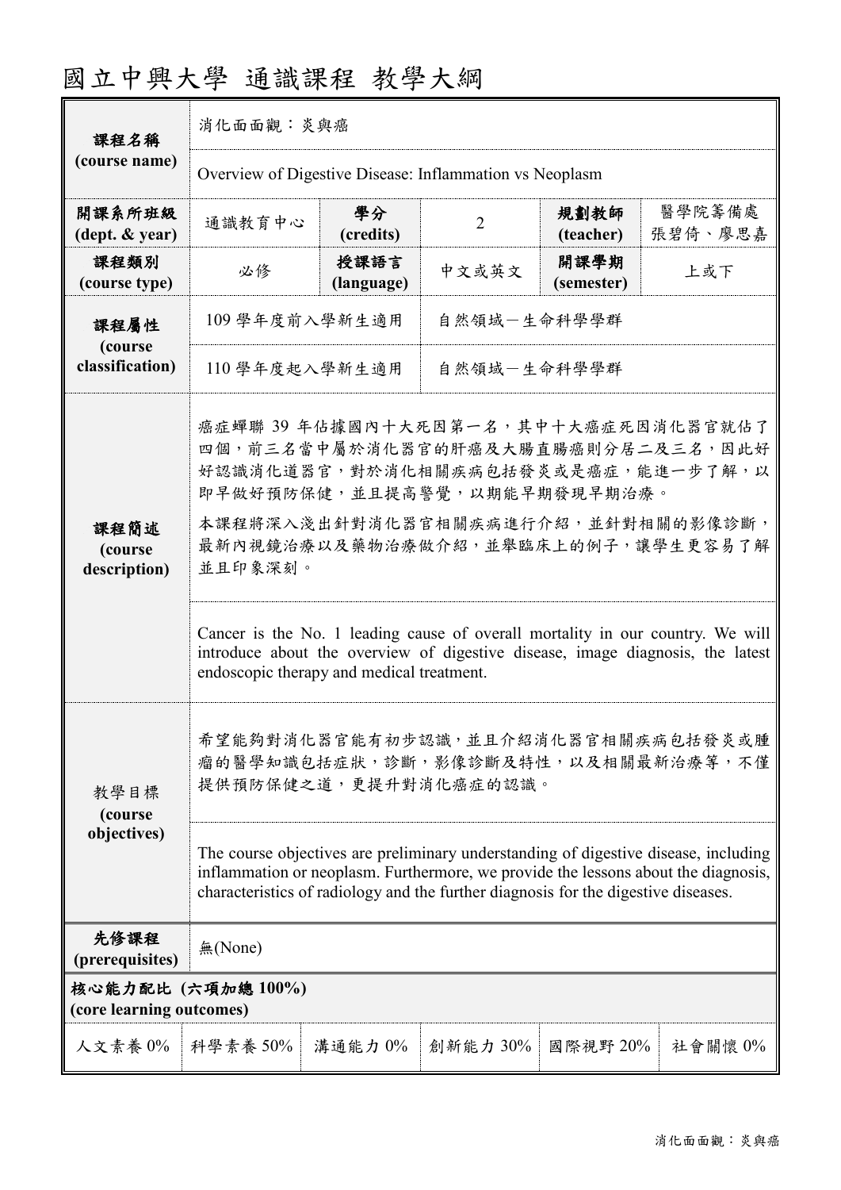# 國立中興大學 通識課程 教學大綱

| 課程名稱 (course name) | 消化面面觀：炎與癌 | | | | |
|---|---|---|---|---|---|
| | Overview of Digestive Disease: Inflammation vs Neoplasm | | | | |
| 開課系所班級 (dept. & year) | 通識教育中心 | 學分 (credits) | 2 | 規劃教師 (teacher) | 醫學院籌備處 張碧倚、廖思嘉 |
| 課程類別 (course type) | 必修 | 授課語言 (language) | 中文或英文 | 開課學期 (semester) | 上或下 |
| 課程屬性 (course classification) | 109 學年度前入學新生適用 | 自然領域－生命科學學群 | | | |
| | 110 學年度起入學新生適用 | 自然領域－生命科學學群 | | | |
| 課程簡述 (course description) | 癌症蟬聯 39 年佔據國內十大死因第一名，其中十大癌症死因消化器官就佔了四個，前三名當中屬於消化器官的肝癌及大腸直腸癌則分居二及三名，因此好好認識消化道器官，對於消化相關疾病包括發炎或是癌症，能進一步了解，以即早做好預防保健，並且提高警覺，以期能早期發現早期治療。<br>本課程將深入淺出針對消化器官相關疾病進行介紹，並針對相關的影像診斷，最新內視鏡治療以及藥物治療做介紹，並舉臨床上的例子，讓學生更容易了解並且印象深刻。 | | | | |
| | Cancer is the No. 1 leading cause of overall mortality in our country. We will introduce about the overview of digestive disease, image diagnosis, the latest endoscopic therapy and medical treatment. | | | | |
| 教學目標 (course objectives) | 希望能夠對消化器官能有初步認識，並且介紹消化器官相關疾病包括發炎或腫瘤的醫學知識包括症狀，診斷，影像診斷及特性，以及相關最新治療等，不僅提供預防保健之道，更提升對消化癌症的認識。 | | | | |
| | The course objectives are preliminary understanding of digestive disease, including inflammation or neoplasm. Furthermore, we provide the lessons about the diagnosis, characteristics of radiology and the further diagnosis for the digestive diseases. | | | | |
| 先修課程 (prerequisites) | 無(None) | | | | |

**核心能力配比 (六項加總 100%)**
**(core learning outcomes)**

| 人文素養 0% | 科學素養 50% | 溝通能力 0% | 創新能力 30% | 國際視野 20% | 社會關懷 0% |
|---|---|---|---|---|---|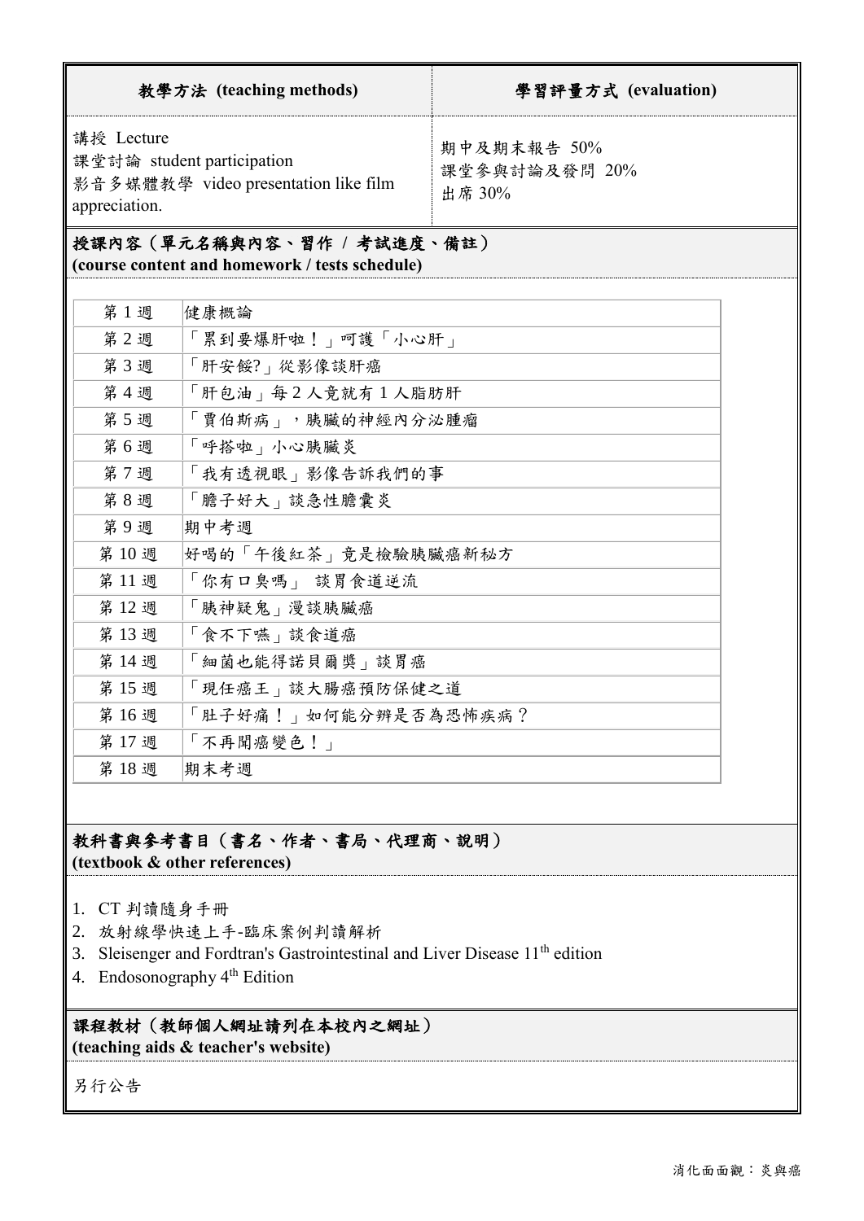| 教學方法 (teaching methods) | 學習評量方式 (evaluation) |
| --- | --- |
| 講授 Lecture<br>課堂討論 student participation<br>影音多媒體教學 video presentation like film appreciation. | 期中及期末報告 50%<br>課堂參與討論及發問 20%<br>出席 30% |

## 授課內容（單元名稱與內容、習作 / 考試進度、備註）
**(course content and homework / tests schedule)**

| 週次 | 內容 |
| --- | --- |
| 第 1 週 | 健康概論 |
| 第 2 週 | 「累到要爆肝啦！」呵護「小心肝」 |
| 第 3 週 | 「肝安餒?」從影像談肝癌 |
| 第 4 週 | 「肝包油」每 2 人竟就有 1 人脂肪肝 |
| 第 5 週 | 「賈伯斯病」，胰臟的神經內分泌腫瘤 |
| 第 6 週 | 「呼搭啦」小心胰臟炎 |
| 第 7 週 | 「我有透視眼」影像告訴我們的事 |
| 第 8 週 | 「膽子好大」談急性膽囊炎 |
| 第 9 週 | 期中考週 |
| 第 10 週 | 好喝的「午後紅茶」竟是檢驗胰臟癌新秘方 |
| 第 11 週 | 「你有口臭嗎」 談胃食道逆流 |
| 第 12 週 | 「胰神疑鬼」漫談胰臟癌 |
| 第 13 週 | 「食不下嚥」談食道癌 |
| 第 14 週 | 「細菌也能得諾貝爾獎」談胃癌 |
| 第 15 週 | 「現任癌王」談大腸癌預防保健之道 |
| 第 16 週 | 「肚子好痛！」如何能分辨是否為恐怖疾病？ |
| 第 17 週 | 「不再聞癌變色！」 |
| 第 18 週 | 期末考週 |

## 教科書與參考書目（書名、作者、書局、代理商、說明）
**(textbook & other references)**

1. CT 判讀隨身手冊
2. 放射線學快速上手-臨床案例判讀解析
3. Sleisenger and Fordtran's Gastrointestinal and Liver Disease 11th edition
4. Endosonography 4th Edition

## 課程教材（教師個人網址請列在本校內之網址）
**(teaching aids & teacher's website)**

另行公告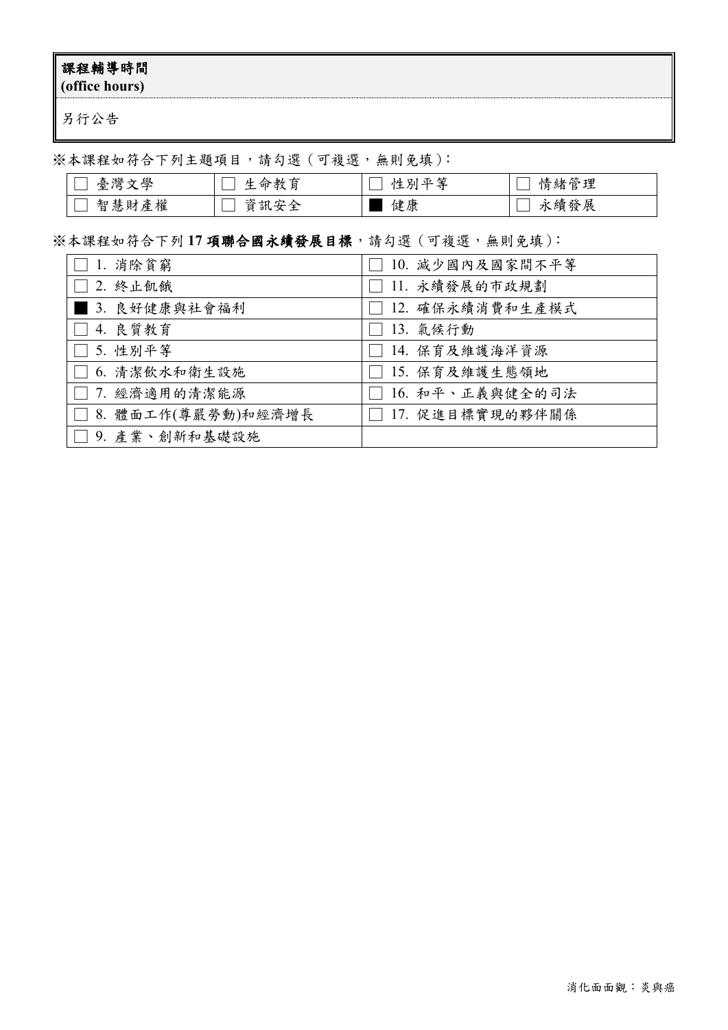| **課程輔導時間** **(office hours)** |
| --- |
| 另行公告 |

※本課程如符合下列主題項目，請勾選（可複選，無則免填）：

| | | | |
| --- | --- | --- | --- |
| ☐ 臺灣文學 | ☐ 生命教育 | ☐ 性別平等 | ☐ 情緒管理 |
| ☐ 智慧財產權 | ☐ 資訊安全 | ■ 健康 | ☐ 永續發展 |

※本課程如符合下列 **17 項聯合國永續發展目標**，請勾選（可複選，無則免填）：

| | |
| --- | --- |
| ☐ 1. 消除貧窮 | ☐ 10. 減少國內及國家間不平等 |
| ☐ 2. 終止飢餓 | ☐ 11. 永續發展的市政規劃 |
| ■ 3. 良好健康與社會福利 | ☐ 12. 確保永續消費和生產模式 |
| ☐ 4. 良質教育 | ☐ 13. 氣候行動 |
| ☐ 5. 性別平等 | ☐ 14. 保育及維護海洋資源 |
| ☐ 6. 清潔飲水和衛生設施 | ☐ 15. 保育及維護生態領地 |
| ☐ 7. 經濟適用的清潔能源 | ☐ 16. 和平、正義與健全的司法 |
| ☐ 8. 體面工作(尊嚴勞動)和經濟增長 | ☐ 17. 促進目標實現的夥伴關係 |
| ☐ 9. 產業、創新和基礎設施 | |